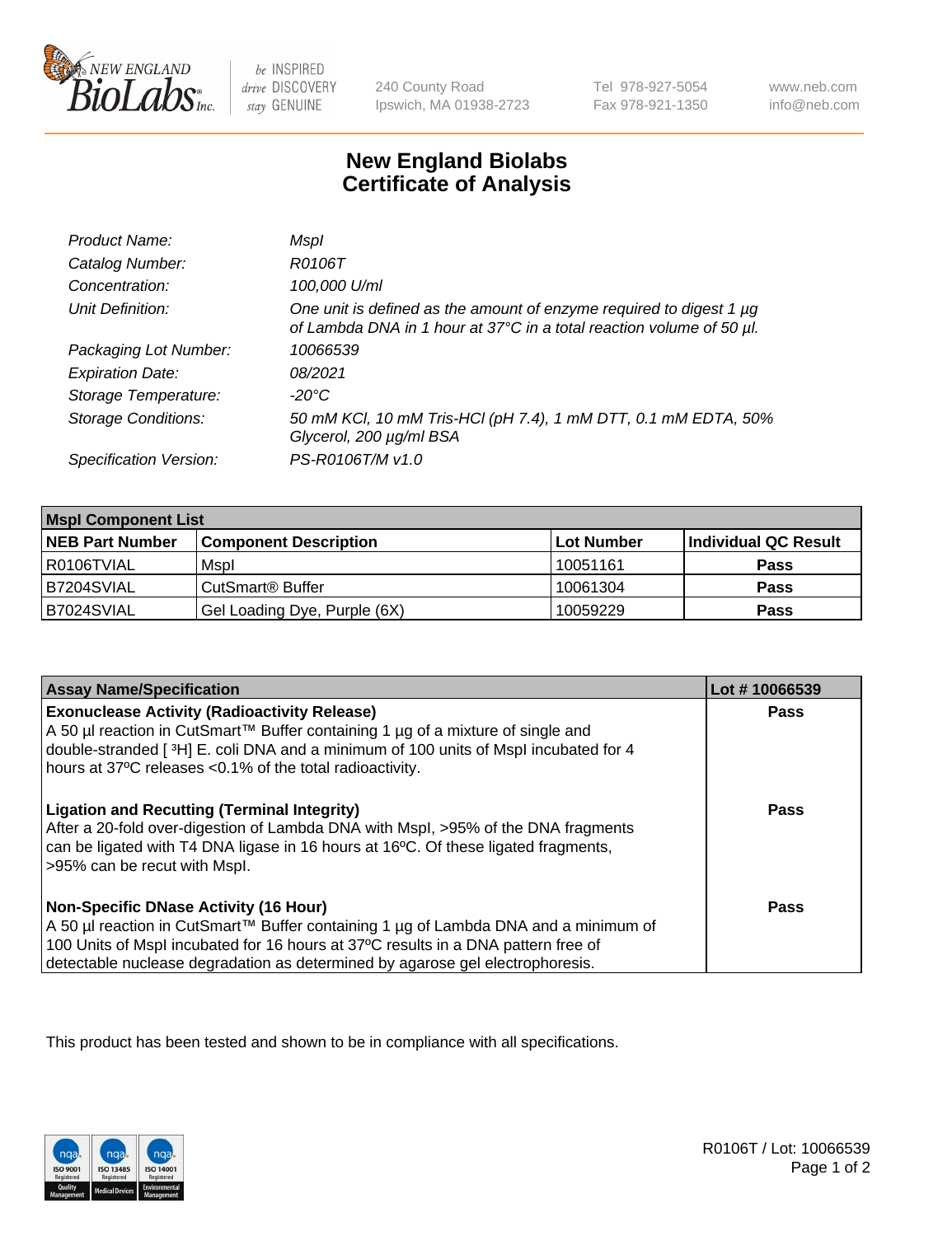# New England Biolabs Certificate of Analysis

| | |
|---|---|
| *Product Name:* | *MspI* |
| *Catalog Number:* | *R0106T* |
| *Concentration:* | *100,000 U/ml* |
| *Unit Definition:* | *One unit is defined as the amount of enzyme required to digest 1 µg of Lambda DNA in 1 hour at 37°C in a total reaction volume of 50 µl.* |
| *Packaging Lot Number:* | *10066539* |
| *Expiration Date:* | *08/2021* |
| *Storage Temperature:* | *-20°C* |
| *Storage Conditions:* | *50 mM KCl, 10 mM Tris-HCl (pH 7.4), 1 mM DTT, 0.1 mM EDTA, 50% Glycerol, 200 µg/ml BSA* |
| *Specification Version:* | *PS-R0106T/M v1.0* |

| **MspI Component List** | | | |
|---|---|---|---|
| **NEB Part Number** | **Component Description** | **Lot Number** | **Individual QC Result** |
| R0106TVIAL | MspI | 10051161 | **Pass** |
| B7204SVIAL | CutSmart® Buffer | 10061304 | **Pass** |
| B7024SVIAL | Gel Loading Dye, Purple (6X) | 10059229 | **Pass** |

| **Assay Name/Specification** | **Lot # 10066539** |
|---|---|
| **Exonuclease Activity (Radioactivity Release)** A 50 µl reaction in CutSmart™ Buffer containing 1 µg of a mixture of single and double-stranded [ $^3$H] E. coli DNA and a minimum of 100 units of MspI incubated for 4 hours at 37ºC releases <0.1% of the total radioactivity. | **Pass** |
| **Ligation and Recutting (Terminal Integrity)** After a 20-fold over-digestion of Lambda DNA with MspI, >95% of the DNA fragments can be ligated with T4 DNA ligase in 16 hours at 16ºC. Of these ligated fragments, >95% can be recut with MspI. | **Pass** |
| **Non-Specific DNase Activity (16 Hour)** A 50 µl reaction in CutSmart™ Buffer containing 1 µg of Lambda DNA and a minimum of 100 Units of MspI incubated for 16 hours at 37ºC results in a DNA pattern free of detectable nuclease degradation as determined by agarose gel electrophoresis. | **Pass** |

This product has been tested and shown to be in compliance with all specifications.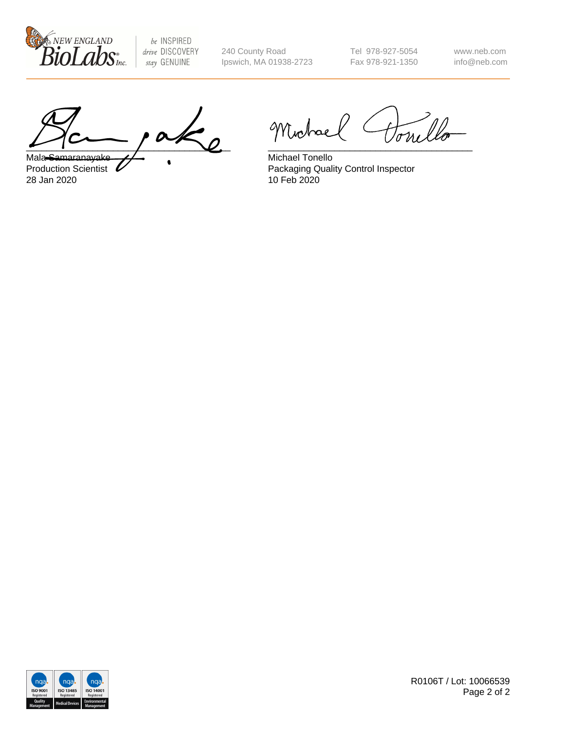Mala Samaranayake
Production Scientist
28 Jan 2020

Michael Tonello
Packaging Quality Control Inspector
10 Feb 2020

R0106T / Lot: 10066539